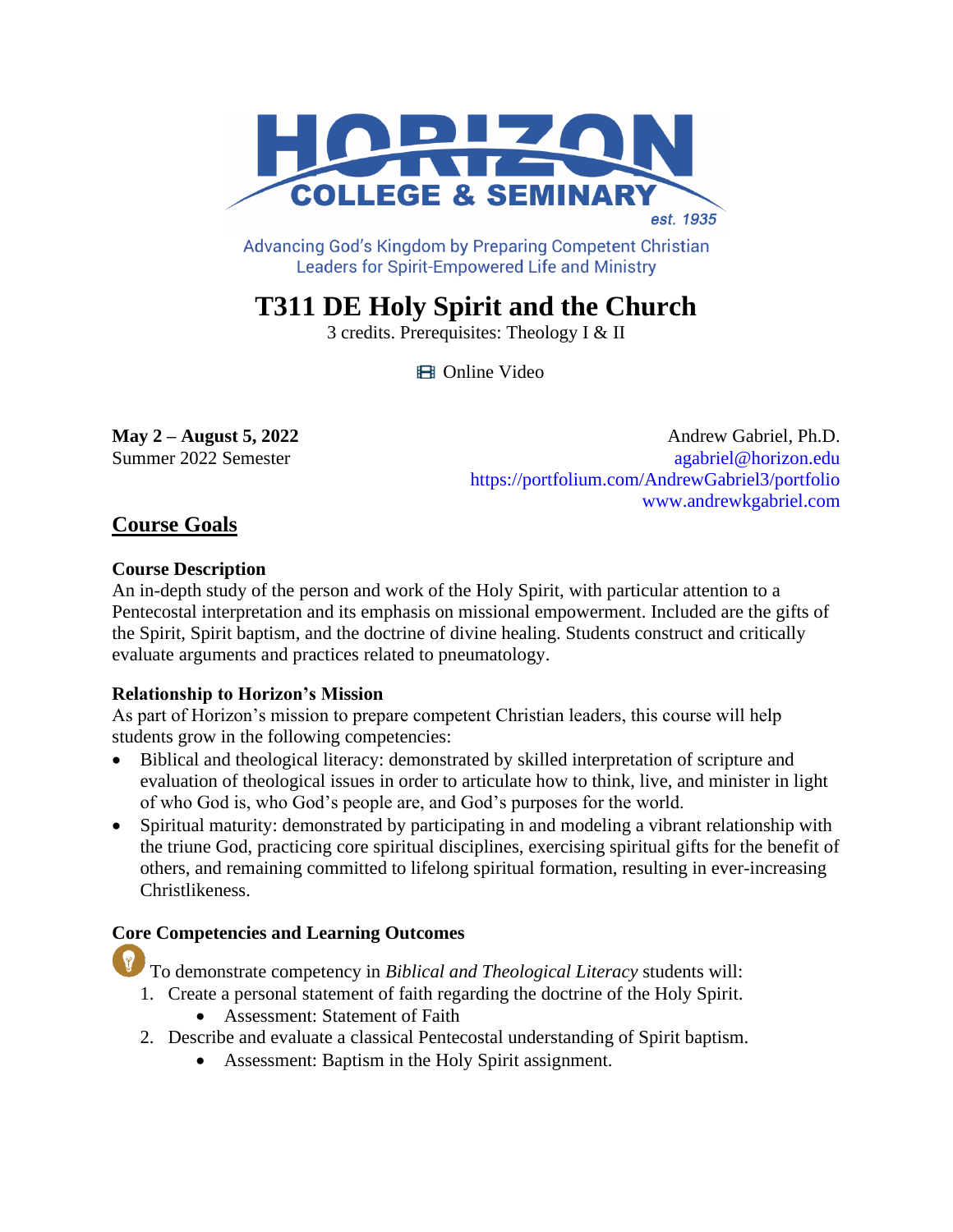# HORIZON COLLEGE & SEMINARY

est. 1935

Advancing God's Kingdom by Preparing Competent Christian Leaders for Spirit-Empowered Life and Ministry

# T311 DE Holy Spirit and the Church

3 credits. Prerequisites: Theology I & II

🎞 Online Video

**May 2 – August 5, 2022**
Summer 2022 Semester

Andrew Gabriel, Ph.D.
agabriel@horizon.edu
https://portfolium.com/AndrewGabriel3/portfolio
www.andrewkgabriel.com

## Course Goals

### Course Description

An in-depth study of the person and work of the Holy Spirit, with particular attention to a Pentecostal interpretation and its emphasis on missional empowerment. Included are the gifts of the Spirit, Spirit baptism, and the doctrine of divine healing. Students construct and critically evaluate arguments and practices related to pneumatology.

### Relationship to Horizon's Mission

As part of Horizon's mission to prepare competent Christian leaders, this course will help students grow in the following competencies:

- Biblical and theological literacy: demonstrated by skilled interpretation of scripture and evaluation of theological issues in order to articulate how to think, live, and minister in light of who God is, who God's people are, and God's purposes for the world.
- Spiritual maturity: demonstrated by participating in and modeling a vibrant relationship with the triune God, practicing core spiritual disciplines, exercising spiritual gifts for the benefit of others, and remaining committed to lifelong spiritual formation, resulting in ever-increasing Christlikeness.

### Core Competencies and Learning Outcomes

To demonstrate competency in *Biblical and Theological Literacy* students will:

1. Create a personal statement of faith regarding the doctrine of the Holy Spirit.
    - Assessment: Statement of Faith
2. Describe and evaluate a classical Pentecostal understanding of Spirit baptism.
    - Assessment: Baptism in the Holy Spirit assignment.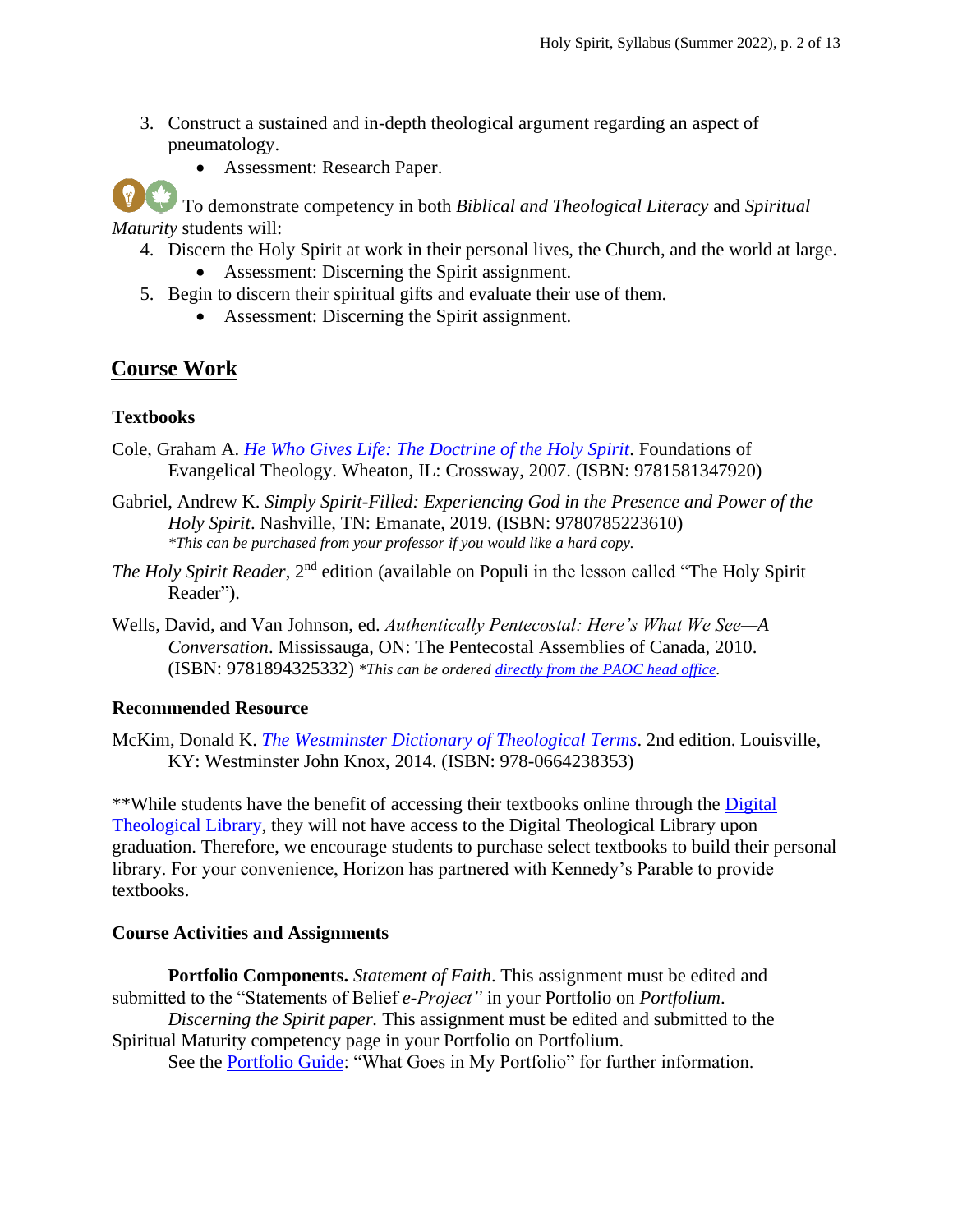3. Construct a sustained and in-depth theological argument regarding an aspect of pneumatology.
    - Assessment: Research Paper.

To demonstrate competency in both *Biblical and Theological Literacy* and *Spiritual Maturity* students will:

4. Discern the Holy Spirit at work in their personal lives, the Church, and the world at large.
    - Assessment: Discerning the Spirit assignment.
5. Begin to discern their spiritual gifts and evaluate their use of them.
    - Assessment: Discerning the Spirit assignment.

## Course Work

### Textbooks

Cole, Graham A. *He Who Gives Life: The Doctrine of the Holy Spirit*. Foundations of Evangelical Theology. Wheaton, IL: Crossway, 2007. (ISBN: 9781581347920)

Gabriel, Andrew K. *Simply Spirit-Filled: Experiencing God in the Presence and Power of the Holy Spirit*. Nashville, TN: Emanate, 2019. (ISBN: 9780785223610)
*\*This can be purchased from your professor if you would like a hard copy.*

*The Holy Spirit Reader*, 2nd edition (available on Populi in the lesson called "The Holy Spirit Reader").

Wells, David, and Van Johnson, ed. *Authentically Pentecostal: Here's What We See—A Conversation*. Mississauga, ON: The Pentecostal Assemblies of Canada, 2010. (ISBN: 9781894325332) *\*This can be ordered directly from the PAOC head office.*

### Recommended Resource

McKim, Donald K. *The Westminster Dictionary of Theological Terms*. 2nd edition. Louisville, KY: Westminster John Knox, 2014. (ISBN: 978-0664238353)

\*\*While students have the benefit of accessing their textbooks online through the Digital Theological Library, they will not have access to the Digital Theological Library upon graduation. Therefore, we encourage students to purchase select textbooks to build their personal library. For your convenience, Horizon has partnered with Kennedy's Parable to provide textbooks.

### Course Activities and Assignments

**Portfolio Components.** *Statement of Faith*. This assignment must be edited and submitted to the "Statements of Belief *e-Project"* in your Portfolio on *Portfolium*.

*Discerning the Spirit paper.* This assignment must be edited and submitted to the Spiritual Maturity competency page in your Portfolio on Portfolium.

See the Portfolio Guide: "What Goes in My Portfolio" for further information.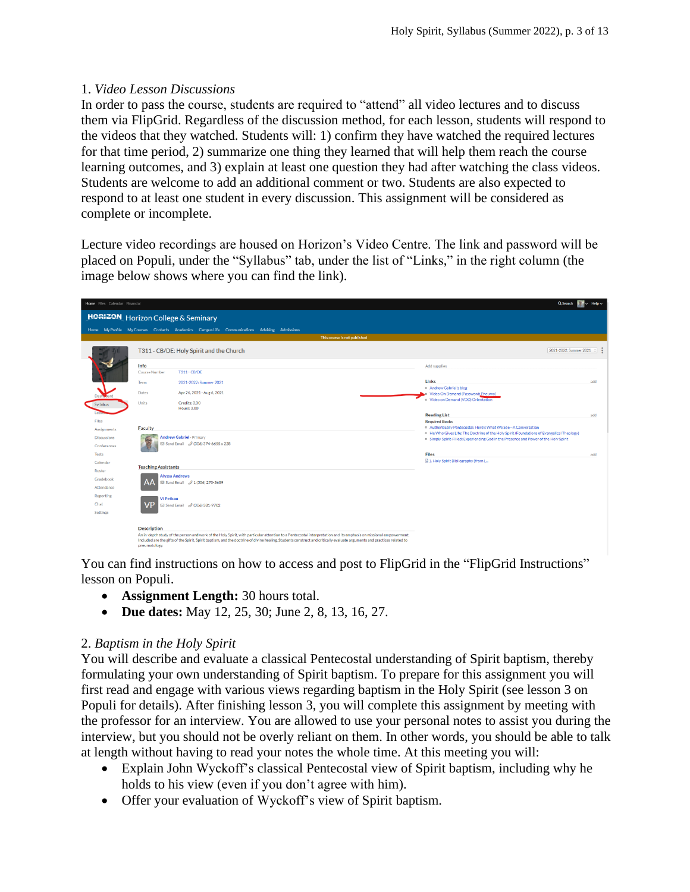1. *Video Lesson Discussions*

In order to pass the course, students are required to "attend" all video lectures and to discuss them via FlipGrid. Regardless of the discussion method, for each lesson, students will respond to the videos that they watched. Students will: 1) confirm they have watched the required lectures for that time period, 2) summarize one thing they learned that will help them reach the course learning outcomes, and 3) explain at least one question they had after watching the class videos. Students are welcome to add an additional comment or two. Students are also expected to respond to at least one student in every discussion. This assignment will be considered as complete or incomplete.

Lecture video recordings are housed on Horizon's Video Centre. The link and password will be placed on Populi, under the "Syllabus" tab, under the list of "Links," in the right column (the image below shows where you can find the link).

You can find instructions on how to access and post to FlipGrid in the "FlipGrid Instructions" lesson on Populi.

- **Assignment Length:** 30 hours total.
- **Due dates:** May 12, 25, 30; June 2, 8, 13, 16, 27.

2. *Baptism in the Holy Spirit*

You will describe and evaluate a classical Pentecostal understanding of Spirit baptism, thereby formulating your own understanding of Spirit baptism. To prepare for this assignment you will first read and engage with various views regarding baptism in the Holy Spirit (see lesson 3 on Populi for details). After finishing lesson 3, you will complete this assignment by meeting with the professor for an interview. You are allowed to use your personal notes to assist you during the interview, but you should not be overly reliant on them. In other words, you should be able to talk at length without having to read your notes the whole time. At this meeting you will:

- Explain John Wyckoff's classical Pentecostal view of Spirit baptism, including why he holds to his view (even if you don't agree with him).
- Offer your evaluation of Wyckoff's view of Spirit baptism.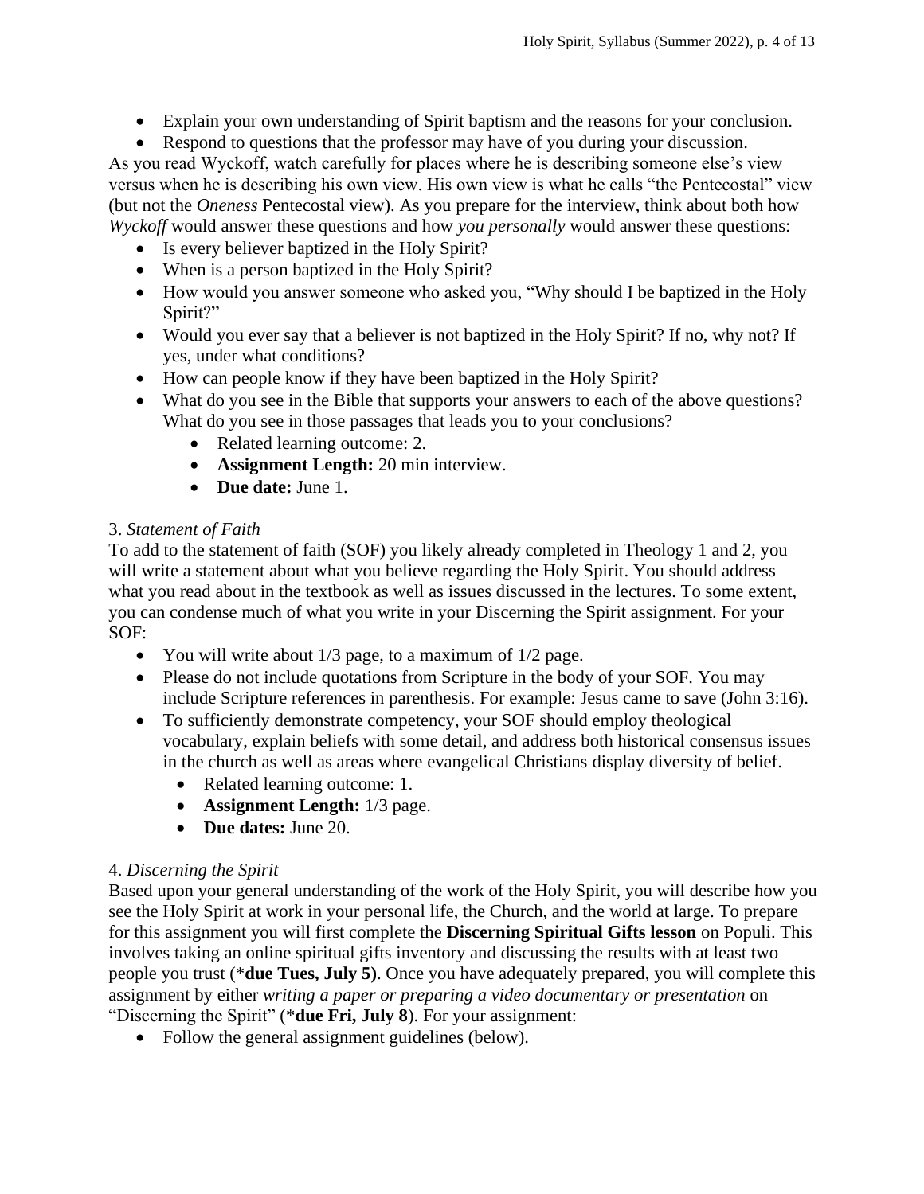- Explain your own understanding of Spirit baptism and the reasons for your conclusion.
- Respond to questions that the professor may have of you during your discussion.

As you read Wyckoff, watch carefully for places where he is describing someone else's view versus when he is describing his own view. His own view is what he calls "the Pentecostal" view (but not the *Oneness* Pentecostal view). As you prepare for the interview, think about both how *Wyckoff* would answer these questions and how *you personally* would answer these questions:

- Is every believer baptized in the Holy Spirit?
- When is a person baptized in the Holy Spirit?
- How would you answer someone who asked you, "Why should I be baptized in the Holy Spirit?"
- Would you ever say that a believer is not baptized in the Holy Spirit? If no, why not? If yes, under what conditions?
- How can people know if they have been baptized in the Holy Spirit?
- What do you see in the Bible that supports your answers to each of the above questions? What do you see in those passages that leads you to your conclusions?
    - Related learning outcome: 2.
    - **Assignment Length:** 20 min interview.
    - **Due date:** June 1.

3. *Statement of Faith*

To add to the statement of faith (SOF) you likely already completed in Theology 1 and 2, you will write a statement about what you believe regarding the Holy Spirit. You should address what you read about in the textbook as well as issues discussed in the lectures. To some extent, you can condense much of what you write in your Discerning the Spirit assignment. For your SOF:

- You will write about 1/3 page, to a maximum of 1/2 page.
- Please do not include quotations from Scripture in the body of your SOF. You may include Scripture references in parenthesis. For example: Jesus came to save (John 3:16).
- To sufficiently demonstrate competency, your SOF should employ theological vocabulary, explain beliefs with some detail, and address both historical consensus issues in the church as well as areas where evangelical Christians display diversity of belief.
    - Related learning outcome: 1.
    - **Assignment Length:** 1/3 page.
    - **Due dates:** June 20.

4. *Discerning the Spirit*

Based upon your general understanding of the work of the Holy Spirit, you will describe how you see the Holy Spirit at work in your personal life, the Church, and the world at large. To prepare for this assignment you will first complete the **Discerning Spiritual Gifts lesson** on Populi. This involves taking an online spiritual gifts inventory and discussing the results with at least two people you trust (***due Tues, July 5)**. Once you have adequately prepared, you will complete this assignment by either *writing a paper or preparing a video documentary or presentation* on "Discerning the Spirit" (***due Fri, July 8**). For your assignment:

- Follow the general assignment guidelines (below).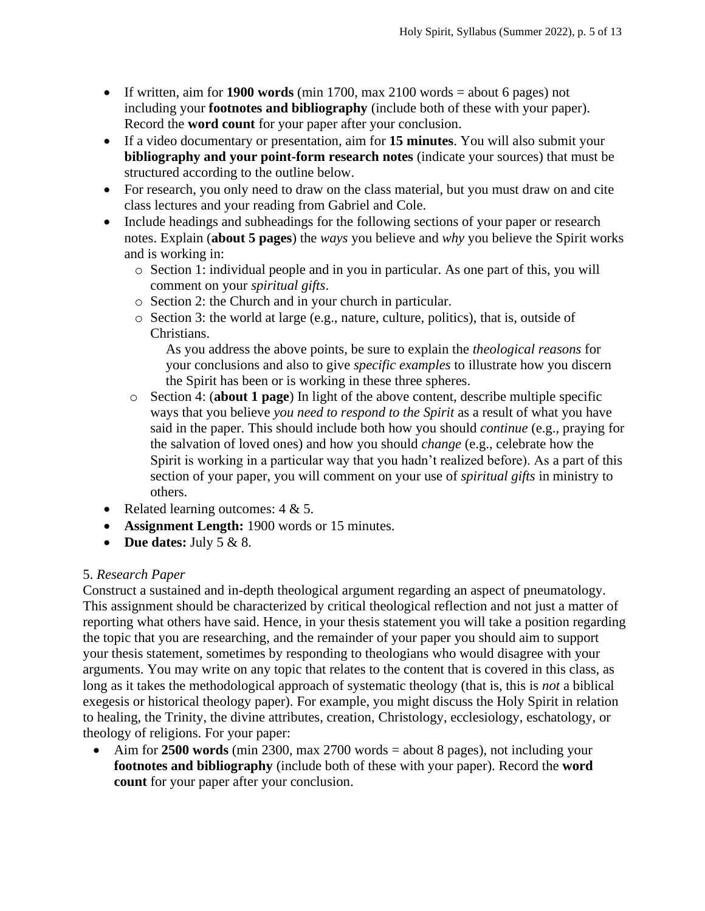- If written, aim for **1900 words** (min 1700, max 2100 words = about 6 pages) not including your **footnotes and bibliography** (include both of these with your paper). Record the **word count** for your paper after your conclusion.
- If a video documentary or presentation, aim for **15 minutes**. You will also submit your **bibliography and your point-form research notes** (indicate your sources) that must be structured according to the outline below.
- For research, you only need to draw on the class material, but you must draw on and cite class lectures and your reading from Gabriel and Cole.
- Include headings and subheadings for the following sections of your paper or research notes. Explain (**about 5 pages**) the *ways* you believe and *why* you believe the Spirit works and is working in:
  - Section 1: individual people and in you in particular. As one part of this, you will comment on your *spiritual gifts*.
  - Section 2: the Church and in your church in particular.
  - Section 3: the world at large (e.g., nature, culture, politics), that is, outside of Christians.

    As you address the above points, be sure to explain the *theological reasons* for your conclusions and also to give *specific examples* to illustrate how you discern the Spirit has been or is working in these three spheres.
  - Section 4: (**about 1 page**) In light of the above content, describe multiple specific ways that you believe *you need to respond to the Spirit* as a result of what you have said in the paper. This should include both how you should *continue* (e.g., praying for the salvation of loved ones) and how you should *change* (e.g., celebrate how the Spirit is working in a particular way that you hadn't realized before). As a part of this section of your paper, you will comment on your use of *spiritual gifts* in ministry to others.
- Related learning outcomes: 4 & 5.
- **Assignment Length:** 1900 words or 15 minutes.
- **Due dates:** July 5 & 8.

5. *Research Paper*

Construct a sustained and in-depth theological argument regarding an aspect of pneumatology. This assignment should be characterized by critical theological reflection and not just a matter of reporting what others have said. Hence, in your thesis statement you will take a position regarding the topic that you are researching, and the remainder of your paper you should aim to support your thesis statement, sometimes by responding to theologians who would disagree with your arguments. You may write on any topic that relates to the content that is covered in this class, as long as it takes the methodological approach of systematic theology (that is, this is *not* a biblical exegesis or historical theology paper). For example, you might discuss the Holy Spirit in relation to healing, the Trinity, the divine attributes, creation, Christology, ecclesiology, eschatology, or theology of religions. For your paper:

- Aim for **2500 words** (min 2300, max 2700 words = about 8 pages), not including your **footnotes and bibliography** (include both of these with your paper). Record the **word count** for your paper after your conclusion.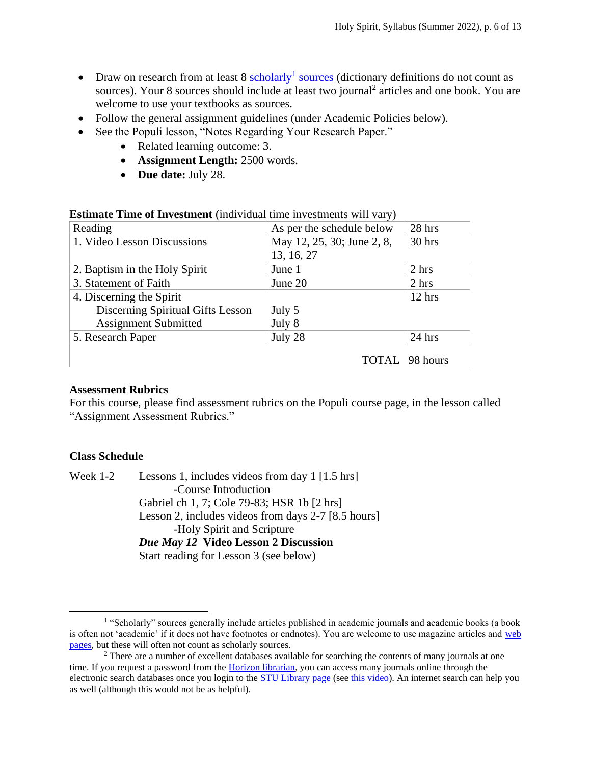- Draw on research from at least 8 scholarly[1] sources (dictionary definitions do not count as sources). Your 8 sources should include at least two journal[2] articles and one book. You are welcome to use your textbooks as sources.
- Follow the general assignment guidelines (under Academic Policies below).
- See the Populi lesson, "Notes Regarding Your Research Paper."
    - Related learning outcome: 3.
    - **Assignment Length:** 2500 words.
    - **Due date:** July 28.

**Estimate Time of Investment** (individual time investments will vary)

| Reading | As per the schedule below | 28 hrs |
|---|---|---|
| 1. Video Lesson Discussions | May 12, 25, 30; June 2, 8, 13, 16, 27 | 30 hrs |
| 2. Baptism in the Holy Spirit | June 1 | 2 hrs |
| 3. Statement of Faith | June 20 | 2 hrs |
| 4. Discerning the Spirit<br>Discerning Spiritual Gifts Lesson<br>Assignment Submitted | <br>July 5<br>July 8 | 12 hrs |
| 5. Research Paper | July 28 | 24 hrs |
| | TOTAL | 98 hours |

**Assessment Rubrics**

For this course, please find assessment rubrics on the Populi course page, in the lesson called "Assignment Assessment Rubrics."

**Class Schedule**

Week 1-2
Lessons 1, includes videos from day 1 [1.5 hrs]
-Course Introduction
Gabriel ch 1, 7; Cole 79-83; HSR 1b [2 hrs]
Lesson 2, includes videos from days 2-7 [8.5 hours]
-Holy Spirit and Scripture
***Due May 12*** **Video Lesson 2 Discussion**
Start reading for Lesson 3 (see below)

---

[1] "Scholarly" sources generally include articles published in academic journals and academic books (a book is often not 'academic' if it does not have footnotes or endnotes). You are welcome to use magazine articles and web pages, but these will often not count as scholarly sources.

[2] There are a number of excellent databases available for searching the contents of many journals at one time. If you request a password from the Horizon librarian, you can access many journals online through the electronic search databases once you login to the STU Library page (see this video). An internet search can help you as well (although this would not be as helpful).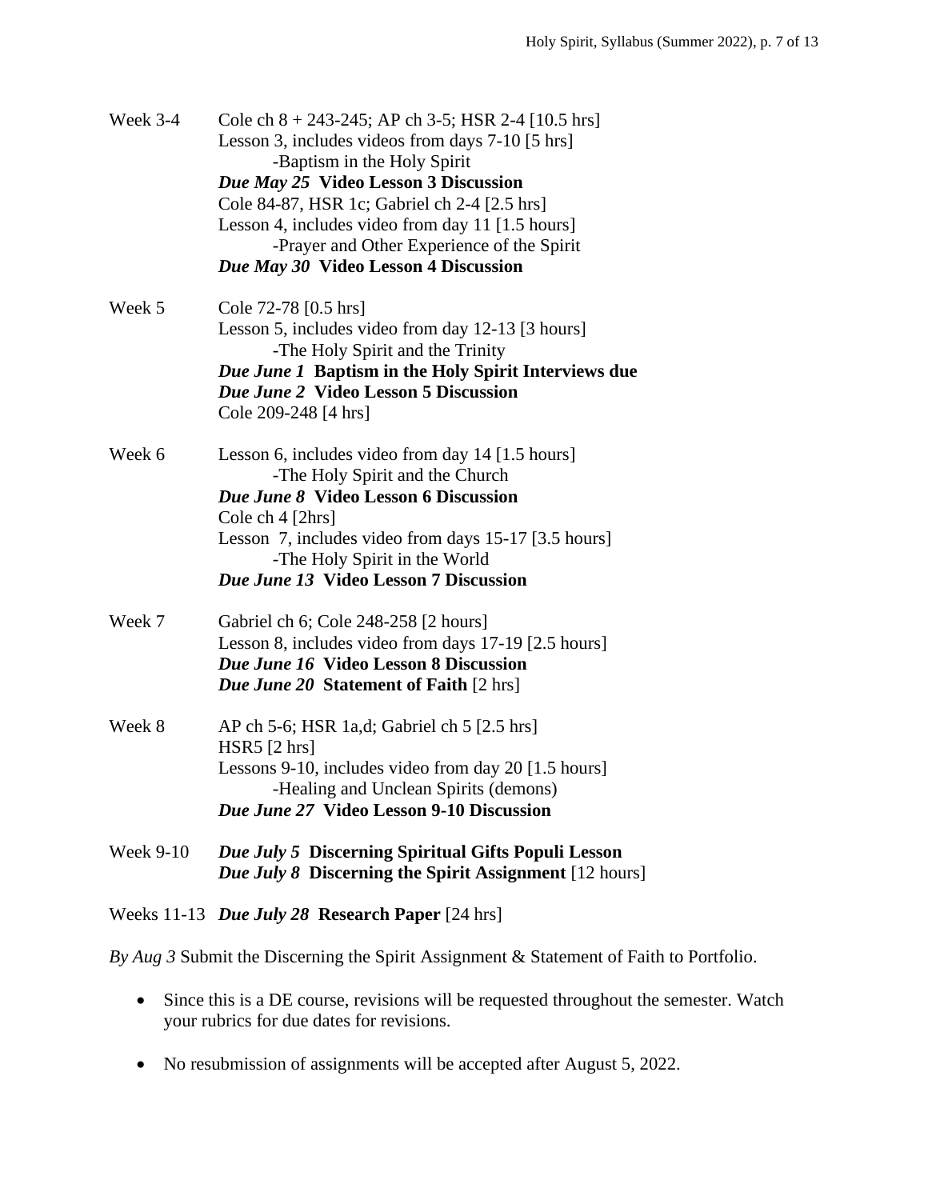| | |
|---|---|
| Week 3-4 | Cole ch 8 + 243-245; AP ch 3-5; HSR 2-4 [10.5 hrs]<br>Lesson 3, includes videos from days 7-10 [5 hrs]<br>-Baptism in the Holy Spirit<br>***Due May 25* Video Lesson 3 Discussion**<br>Cole 84-87, HSR 1c; Gabriel ch 2-4 [2.5 hrs]<br>Lesson 4, includes video from day 11 [1.5 hours]<br>-Prayer and Other Experience of the Spirit<br>***Due May 30* Video Lesson 4 Discussion** |
| Week 5 | Cole 72-78 [0.5 hrs]<br>Lesson 5, includes video from day 12-13 [3 hours]<br>-The Holy Spirit and the Trinity<br>***Due June 1* Baptism in the Holy Spirit Interviews due**<br>***Due June 2* Video Lesson 5 Discussion**<br>Cole 209-248 [4 hrs] |
| Week 6 | Lesson 6, includes video from day 14 [1.5 hours]<br>-The Holy Spirit and the Church<br>***Due June 8* Video Lesson 6 Discussion**<br>Cole ch 4 [2hrs]<br>Lesson 7, includes video from days 15-17 [3.5 hours]<br>-The Holy Spirit in the World<br>***Due June 13* Video Lesson 7 Discussion** |
| Week 7 | Gabriel ch 6; Cole 248-258 [2 hours]<br>Lesson 8, includes video from days 17-19 [2.5 hours]<br>***Due June 16* Video Lesson 8 Discussion**<br>***Due June 20* Statement of Faith** [2 hrs] |
| Week 8 | AP ch 5-6; HSR 1a,d; Gabriel ch 5 [2.5 hrs]<br>HSR5 [2 hrs]<br>Lessons 9-10, includes video from day 20 [1.5 hours]<br>-Healing and Unclean Spirits (demons)<br>***Due June 27* Video Lesson 9-10 Discussion** |
| Week 9-10 | ***Due July 5* Discerning Spiritual Gifts Populi Lesson**<br>***Due July 8* Discerning the Spirit Assignment** [12 hours] |
| Weeks 11-13 | ***Due July 28* Research Paper** [24 hrs] |

*By Aug 3* Submit the Discerning the Spirit Assignment & Statement of Faith to Portfolio.

- Since this is a DE course, revisions will be requested throughout the semester. Watch your rubrics for due dates for revisions.

- No resubmission of assignments will be accepted after August 5, 2022.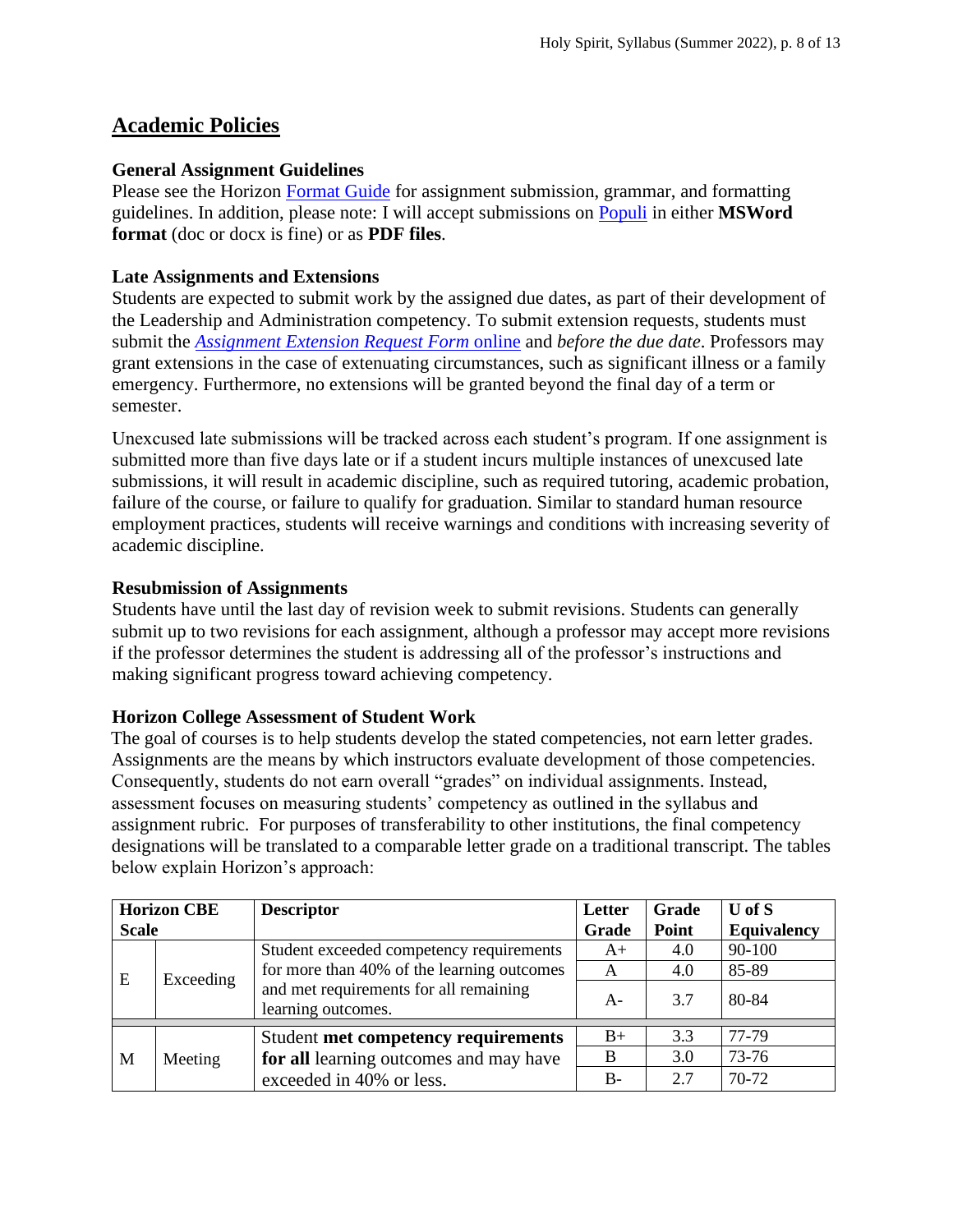## Academic Policies

### General Assignment Guidelines

Please see the Horizon [Format Guide] for assignment submission, grammar, and formatting guidelines. In addition, please note: I will accept submissions on [Populi] in either **MSWord format** (doc or docx is fine) or as **PDF files**.

### Late Assignments and Extensions

Students are expected to submit work by the assigned due dates, as part of their development of the Leadership and Administration competency. To submit extension requests, students must submit the *Assignment Extension Request Form* online and *before the due date*. Professors may grant extensions in the case of extenuating circumstances, such as significant illness or a family emergency. Furthermore, no extensions will be granted beyond the final day of a term or semester.

Unexcused late submissions will be tracked across each student's program. If one assignment is submitted more than five days late or if a student incurs multiple instances of unexcused late submissions, it will result in academic discipline, such as required tutoring, academic probation, failure of the course, or failure to qualify for graduation. Similar to standard human resource employment practices, students will receive warnings and conditions with increasing severity of academic discipline.

### Resubmission of Assignments

Students have until the last day of revision week to submit revisions. Students can generally submit up to two revisions for each assignment, although a professor may accept more revisions if the professor determines the student is addressing all of the professor's instructions and making significant progress toward achieving competency.

### Horizon College Assessment of Student Work

The goal of courses is to help students develop the stated competencies, not earn letter grades. Assignments are the means by which instructors evaluate development of those competencies. Consequently, students do not earn overall "grades" on individual assignments. Instead, assessment focuses on measuring students' competency as outlined in the syllabus and assignment rubric. For purposes of transferability to other institutions, the final competency designations will be translated to a comparable letter grade on a traditional transcript. The tables below explain Horizon's approach:

| Horizon CBE Scale | | Descriptor | Letter Grade | Grade Point | U of S Equivalency |
|---|---|---|---|---|---|
| E | Exceeding | Student exceeded competency requirements for more than 40% of the learning outcomes and met requirements for all remaining learning outcomes. | A+ | 4.0 | 90-100 |
| | | | A | 4.0 | 85-89 |
| | | | A- | 3.7 | 80-84 |
| M | Meeting | Student **met competency requirements for all** learning outcomes and may have exceeded in 40% or less. | B+ | 3.3 | 77-79 |
| | | | B | 3.0 | 73-76 |
| | | | B- | 2.7 | 70-72 |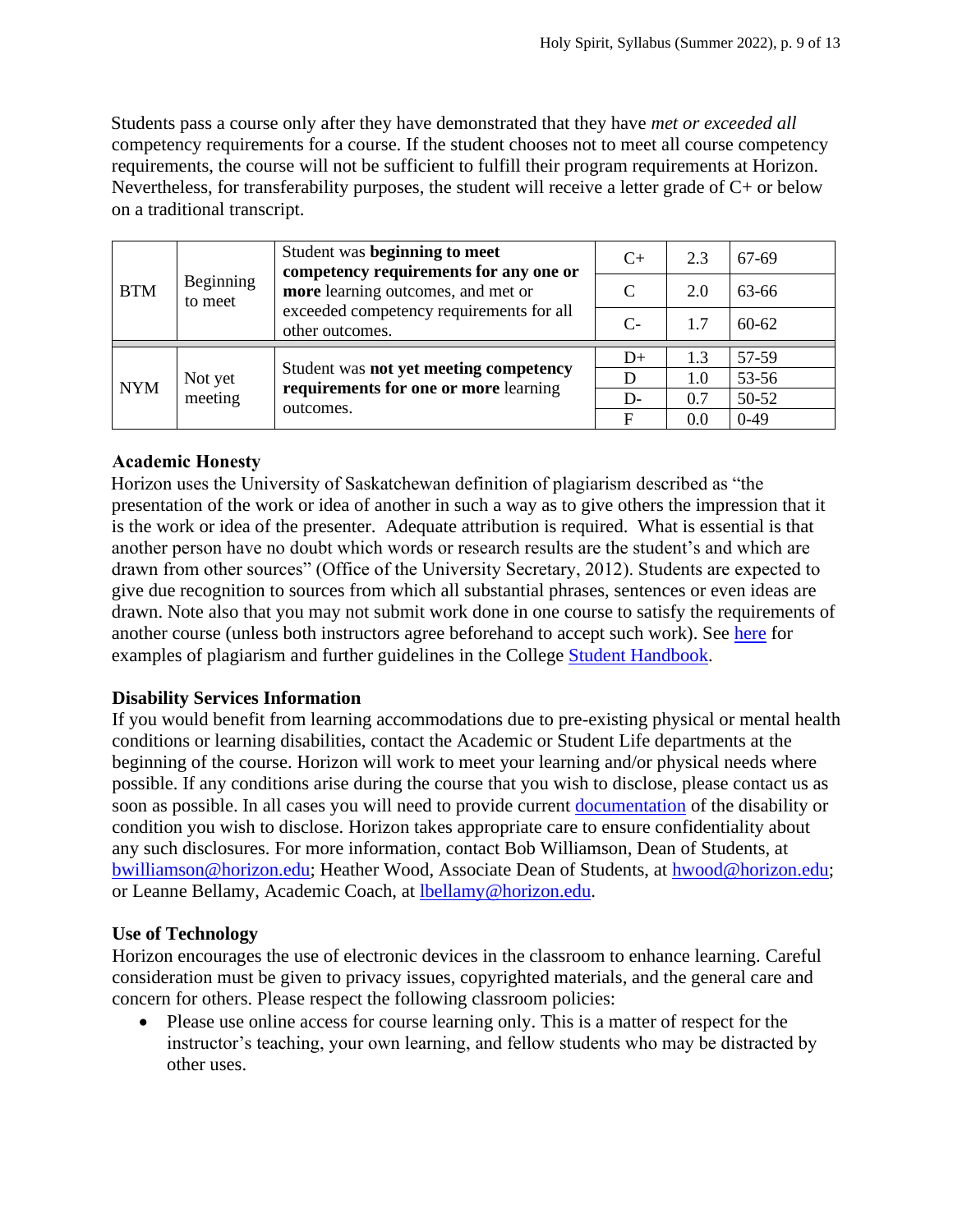Students pass a course only after they have demonstrated that they have *met or exceeded all* competency requirements for a course. If the student chooses not to meet all course competency requirements, the course will not be sufficient to fulfill their program requirements at Horizon. Nevertheless, for transferability purposes, the student will receive a letter grade of C+ or below on a traditional transcript.

| | | | | | |
|---|---|---|---|---|---|
| BTM | Beginning to meet | Student was **beginning to meet competency requirements for any one or more** learning outcomes, and met or exceeded competency requirements for all other outcomes. | C+ | 2.3 | 67-69 |
| | | | C | 2.0 | 63-66 |
| | | | C- | 1.7 | 60-62 |
| NYM | Not yet meeting | Student was **not yet meeting competency requirements for one or more** learning outcomes. | D+ | 1.3 | 57-59 |
| | | | D | 1.0 | 53-56 |
| | | | D- | 0.7 | 50-52 |
| | | | F | 0.0 | 0-49 |

**Academic Honesty**

Horizon uses the University of Saskatchewan definition of plagiarism described as "the presentation of the work or idea of another in such a way as to give others the impression that it is the work or idea of the presenter. Adequate attribution is required. What is essential is that another person have no doubt which words or research results are the student's and which are drawn from other sources" (Office of the University Secretary, 2012). Students are expected to give due recognition to sources from which all substantial phrases, sentences or even ideas are drawn. Note also that you may not submit work done in one course to satisfy the requirements of another course (unless both instructors agree beforehand to accept such work). See here for examples of plagiarism and further guidelines in the College Student Handbook.

**Disability Services Information**

If you would benefit from learning accommodations due to pre-existing physical or mental health conditions or learning disabilities, contact the Academic or Student Life departments at the beginning of the course. Horizon will work to meet your learning and/or physical needs where possible. If any conditions arise during the course that you wish to disclose, please contact us as soon as possible. In all cases you will need to provide current documentation of the disability or condition you wish to disclose. Horizon takes appropriate care to ensure confidentiality about any such disclosures. For more information, contact Bob Williamson, Dean of Students, at bwilliamson@horizon.edu; Heather Wood, Associate Dean of Students, at hwood@horizon.edu; or Leanne Bellamy, Academic Coach, at lbellamy@horizon.edu.

**Use of Technology**

Horizon encourages the use of electronic devices in the classroom to enhance learning. Careful consideration must be given to privacy issues, copyrighted materials, and the general care and concern for others. Please respect the following classroom policies:

- Please use online access for course learning only. This is a matter of respect for the instructor's teaching, your own learning, and fellow students who may be distracted by other uses.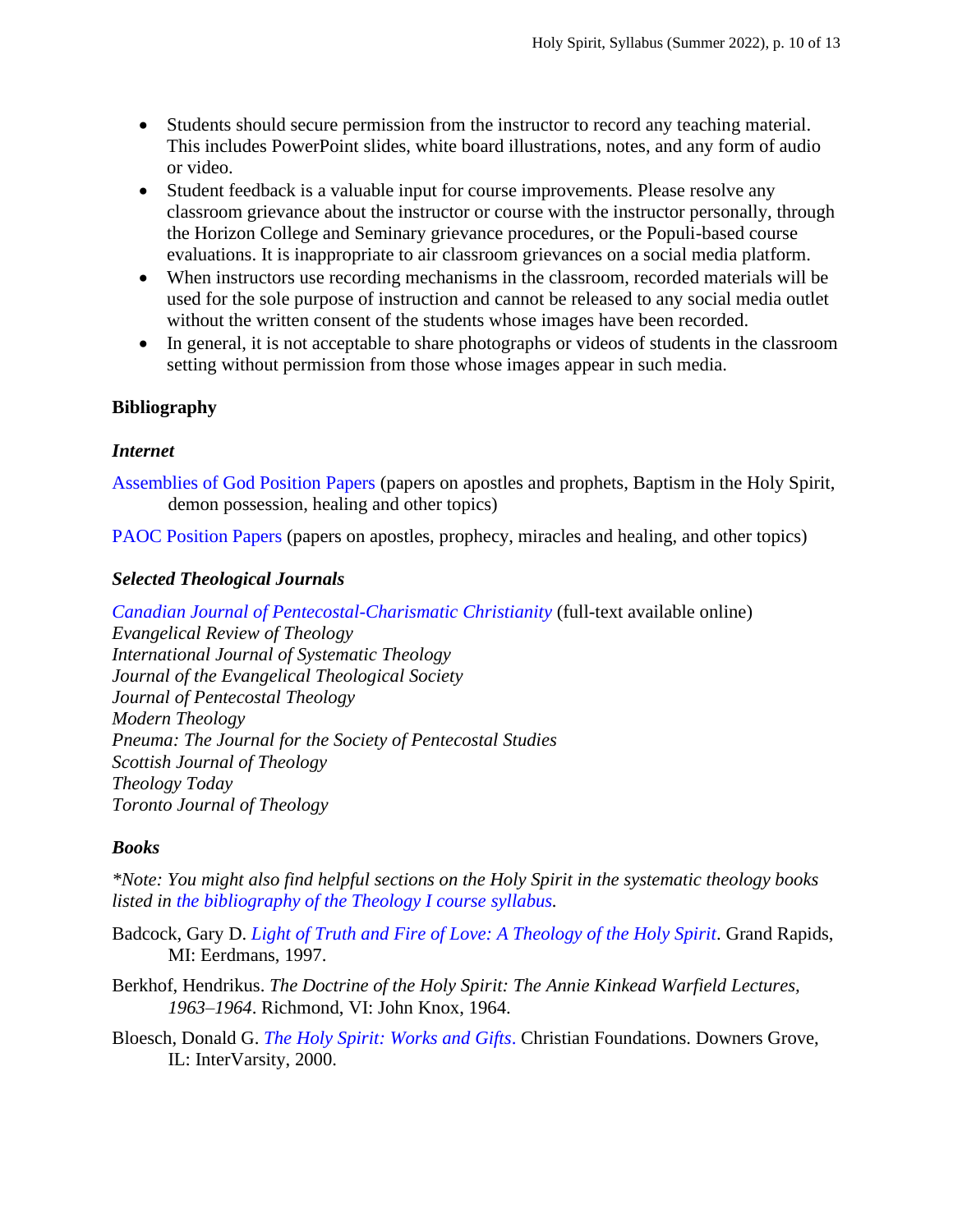- Students should secure permission from the instructor to record any teaching material. This includes PowerPoint slides, white board illustrations, notes, and any form of audio or video.
- Student feedback is a valuable input for course improvements. Please resolve any classroom grievance about the instructor or course with the instructor personally, through the Horizon College and Seminary grievance procedures, or the Populi-based course evaluations. It is inappropriate to air classroom grievances on a social media platform.
- When instructors use recording mechanisms in the classroom, recorded materials will be used for the sole purpose of instruction and cannot be released to any social media outlet without the written consent of the students whose images have been recorded.
- In general, it is not acceptable to share photographs or videos of students in the classroom setting without permission from those whose images appear in such media.

## Bibliography

### *Internet*

Assemblies of God Position Papers (papers on apostles and prophets, Baptism in the Holy Spirit, demon possession, healing and other topics)

PAOC Position Papers (papers on apostles, prophecy, miracles and healing, and other topics)

### *Selected Theological Journals*

*Canadian Journal of Pentecostal-Charismatic Christianity* (full-text available online)
*Evangelical Review of Theology*
*International Journal of Systematic Theology*
*Journal of the Evangelical Theological Society*
*Journal of Pentecostal Theology*
*Modern Theology*
*Pneuma: The Journal for the Society of Pentecostal Studies*
*Scottish Journal of Theology*
*Theology Today*
*Toronto Journal of Theology*

### *Books*

*\*Note: You might also find helpful sections on the Holy Spirit in the systematic theology books listed in the bibliography of the Theology I course syllabus.*

Badcock, Gary D. *Light of Truth and Fire of Love: A Theology of the Holy Spirit*. Grand Rapids, MI: Eerdmans, 1997.

Berkhof, Hendrikus. *The Doctrine of the Holy Spirit: The Annie Kinkead Warfield Lectures, 1963–1964*. Richmond, VI: John Knox, 1964.

Bloesch, Donald G. *The Holy Spirit: Works and Gifts*. Christian Foundations. Downers Grove, IL: InterVarsity, 2000.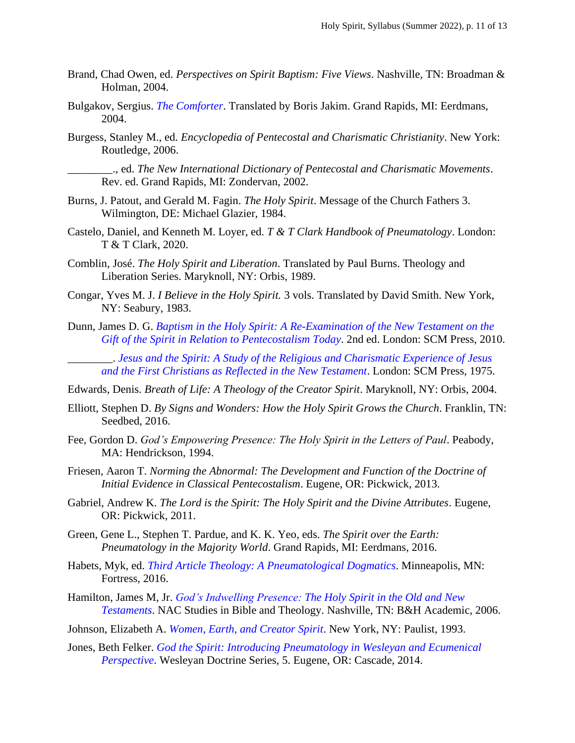Brand, Chad Owen, ed. *Perspectives on Spirit Baptism: Five Views*. Nashville, TN: Broadman & Holman, 2004.

Bulgakov, Sergius. *The Comforter*. Translated by Boris Jakim. Grand Rapids, MI: Eerdmans, 2004.

Burgess, Stanley M., ed. *Encyclopedia of Pentecostal and Charismatic Christianity*. New York: Routledge, 2006.

________., ed. *The New International Dictionary of Pentecostal and Charismatic Movements*. Rev. ed. Grand Rapids, MI: Zondervan, 2002.

Burns, J. Patout, and Gerald M. Fagin. *The Holy Spirit*. Message of the Church Fathers 3. Wilmington, DE: Michael Glazier, 1984.

Castelo, Daniel, and Kenneth M. Loyer, ed. *T & T Clark Handbook of Pneumatology*. London: T & T Clark, 2020.

Comblin, José. *The Holy Spirit and Liberation*. Translated by Paul Burns. Theology and Liberation Series. Maryknoll, NY: Orbis, 1989.

Congar, Yves M. J. *I Believe in the Holy Spirit.* 3 vols. Translated by David Smith. New York, NY: Seabury, 1983.

Dunn, James D. G. *Baptism in the Holy Spirit: A Re-Examination of the New Testament on the Gift of the Spirit in Relation to Pentecostalism Today*. 2nd ed. London: SCM Press, 2010.

________. *Jesus and the Spirit: A Study of the Religious and Charismatic Experience of Jesus and the First Christians as Reflected in the New Testament*. London: SCM Press, 1975.

Edwards, Denis. *Breath of Life: A Theology of the Creator Spirit*. Maryknoll, NY: Orbis, 2004.

Elliott, Stephen D. *By Signs and Wonders: How the Holy Spirit Grows the Church*. Franklin, TN: Seedbed, 2016.

Fee, Gordon D. *God's Empowering Presence: The Holy Spirit in the Letters of Paul*. Peabody, MA: Hendrickson, 1994.

Friesen, Aaron T. *Norming the Abnormal: The Development and Function of the Doctrine of Initial Evidence in Classical Pentecostalism*. Eugene, OR: Pickwick, 2013.

Gabriel, Andrew K. *The Lord is the Spirit: The Holy Spirit and the Divine Attributes*. Eugene, OR: Pickwick, 2011.

Green, Gene L., Stephen T. Pardue, and K. K. Yeo, eds. *The Spirit over the Earth: Pneumatology in the Majority World*. Grand Rapids, MI: Eerdmans, 2016.

Habets, Myk, ed. *Third Article Theology: A Pneumatological Dogmatics*. Minneapolis, MN: Fortress, 2016.

Hamilton, James M, Jr. *God's Indwelling Presence: The Holy Spirit in the Old and New Testaments*. NAC Studies in Bible and Theology. Nashville, TN: B&H Academic, 2006.

Johnson, Elizabeth A. *Women, Earth, and Creator Spirit*. New York, NY: Paulist, 1993.

Jones, Beth Felker. *God the Spirit: Introducing Pneumatology in Wesleyan and Ecumenical Perspective*. Wesleyan Doctrine Series, 5. Eugene, OR: Cascade, 2014.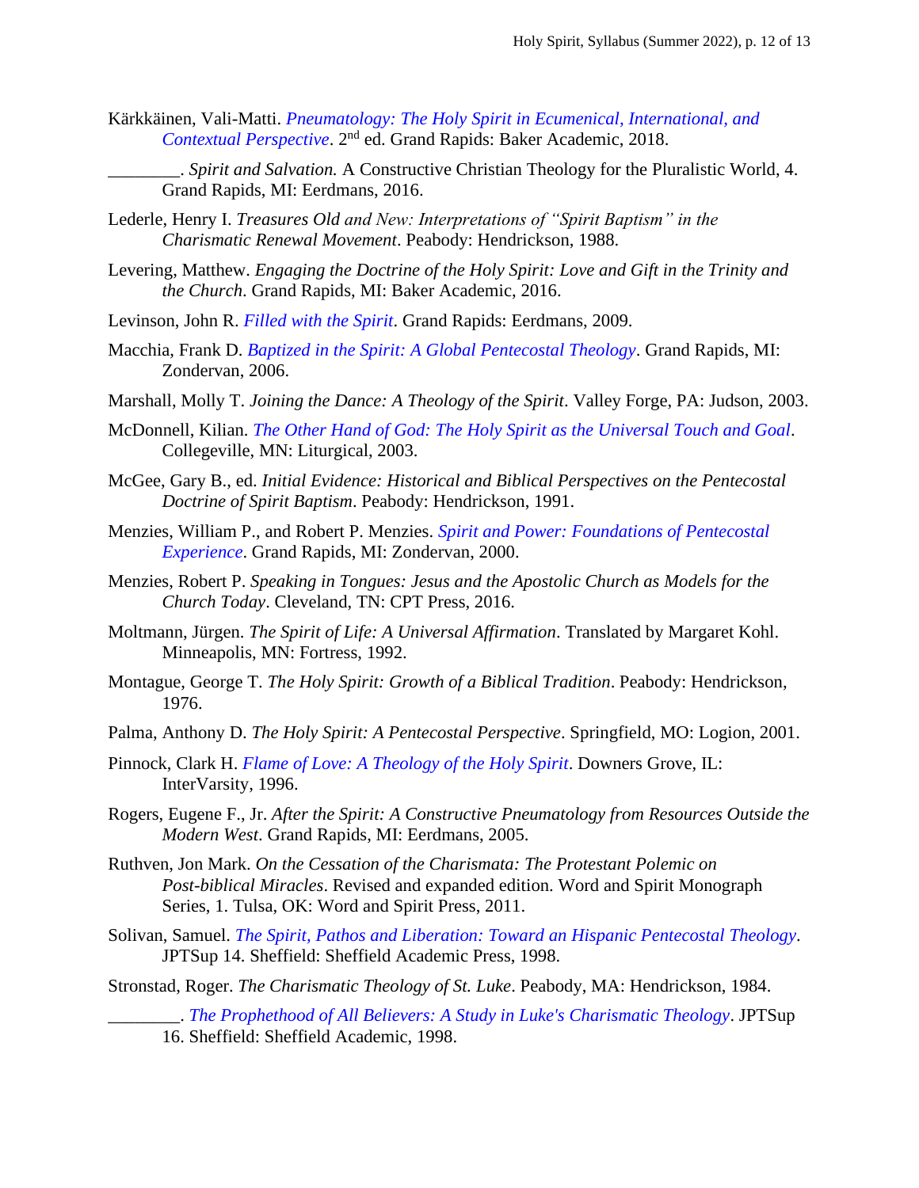Kärkkäinen, Vali-Matti. *Pneumatology: The Holy Spirit in Ecumenical, International, and Contextual Perspective*. 2nd ed. Grand Rapids: Baker Academic, 2018.

________. *Spirit and Salvation.* A Constructive Christian Theology for the Pluralistic World, 4. Grand Rapids, MI: Eerdmans, 2016.

Lederle, Henry I. *Treasures Old and New: Interpretations of "Spirit Baptism" in the Charismatic Renewal Movement*. Peabody: Hendrickson, 1988.

Levering, Matthew. *Engaging the Doctrine of the Holy Spirit: Love and Gift in the Trinity and the Church*. Grand Rapids, MI: Baker Academic, 2016.

Levinson, John R. *Filled with the Spirit*. Grand Rapids: Eerdmans, 2009.

Macchia, Frank D. *Baptized in the Spirit: A Global Pentecostal Theology*. Grand Rapids, MI: Zondervan, 2006.

Marshall, Molly T. *Joining the Dance: A Theology of the Spirit*. Valley Forge, PA: Judson, 2003.

McDonnell, Kilian. *The Other Hand of God: The Holy Spirit as the Universal Touch and Goal*. Collegeville, MN: Liturgical, 2003.

McGee, Gary B., ed. *Initial Evidence: Historical and Biblical Perspectives on the Pentecostal Doctrine of Spirit Baptism*. Peabody: Hendrickson, 1991.

Menzies, William P., and Robert P. Menzies. *Spirit and Power: Foundations of Pentecostal Experience*. Grand Rapids, MI: Zondervan, 2000.

Menzies, Robert P. *Speaking in Tongues: Jesus and the Apostolic Church as Models for the Church Today*. Cleveland, TN: CPT Press, 2016.

Moltmann, Jürgen. *The Spirit of Life: A Universal Affirmation*. Translated by Margaret Kohl. Minneapolis, MN: Fortress, 1992.

Montague, George T. *The Holy Spirit: Growth of a Biblical Tradition*. Peabody: Hendrickson, 1976.

Palma, Anthony D. *The Holy Spirit: A Pentecostal Perspective*. Springfield, MO: Logion, 2001.

Pinnock, Clark H. *Flame of Love: A Theology of the Holy Spirit*. Downers Grove, IL: InterVarsity, 1996.

Rogers, Eugene F., Jr. *After the Spirit: A Constructive Pneumatology from Resources Outside the Modern West*. Grand Rapids, MI: Eerdmans, 2005.

Ruthven, Jon Mark. *On the Cessation of the Charismata: The Protestant Polemic on Post-biblical Miracles*. Revised and expanded edition. Word and Spirit Monograph Series, 1. Tulsa, OK: Word and Spirit Press, 2011.

Solivan, Samuel. *The Spirit, Pathos and Liberation: Toward an Hispanic Pentecostal Theology*. JPTSup 14. Sheffield: Sheffield Academic Press, 1998.

Stronstad, Roger. *The Charismatic Theology of St. Luke*. Peabody, MA: Hendrickson, 1984.

________. *The Prophethood of All Believers: A Study in Luke's Charismatic Theology*. JPTSup 16. Sheffield: Sheffield Academic, 1998.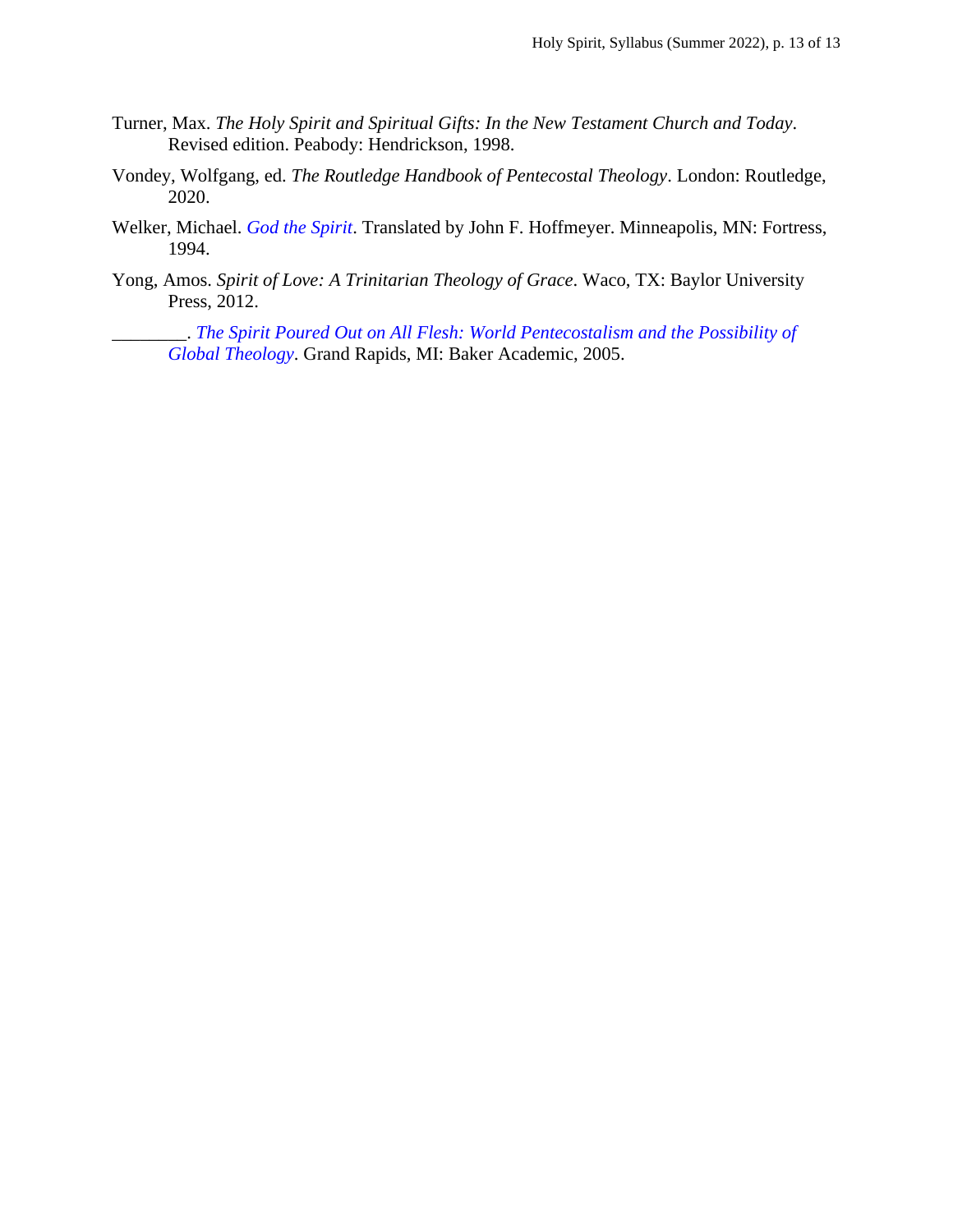Turner, Max. *The Holy Spirit and Spiritual Gifts: In the New Testament Church and Today*. Revised edition. Peabody: Hendrickson, 1998.

Vondey, Wolfgang, ed. *The Routledge Handbook of Pentecostal Theology*. London: Routledge, 2020.

Welker, Michael. *God the Spirit*. Translated by John F. Hoffmeyer. Minneapolis, MN: Fortress, 1994.

Yong, Amos. *Spirit of Love: A Trinitarian Theology of Grace*. Waco, TX: Baylor University Press, 2012.

________. *The Spirit Poured Out on All Flesh: World Pentecostalism and the Possibility of Global Theology*. Grand Rapids, MI: Baker Academic, 2005.